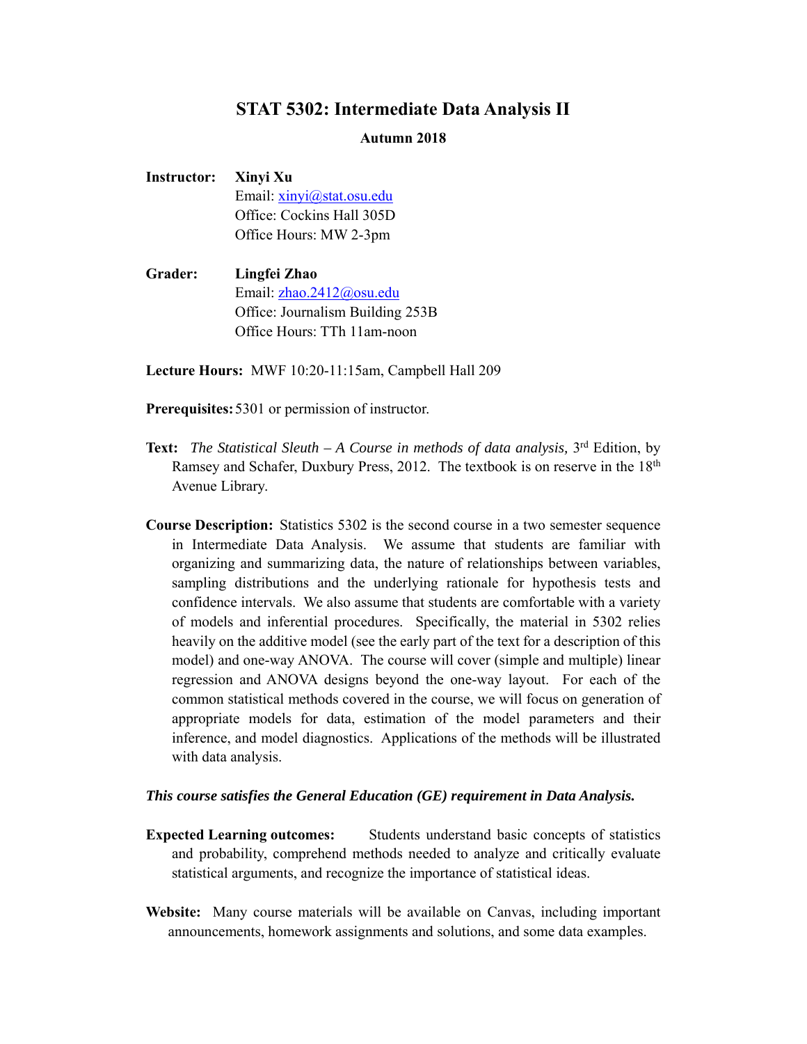# STAT 5302: Intermediate Data Analysis II

**Autumn 2018**

**Instructor:** **Xinyi Xu**
Email: xinyi@stat.osu.edu
Office: Cockins Hall 305D
Office Hours: MW 2-3pm

**Grader:** **Lingfei Zhao**
Email: zhao.2412@osu.edu
Office: Journalism Building 253B
Office Hours: TTh 11am-noon

**Lecture Hours:** MWF 10:20-11:15am, Campbell Hall 209

**Prerequisites:** 5301 or permission of instructor.

**Text:** *The Statistical Sleuth – A Course in methods of data analysis,* 3rd Edition, by Ramsey and Schafer, Duxbury Press, 2012. The textbook is on reserve in the 18th Avenue Library.

**Course Description:** Statistics 5302 is the second course in a two semester sequence in Intermediate Data Analysis. We assume that students are familiar with organizing and summarizing data, the nature of relationships between variables, sampling distributions and the underlying rationale for hypothesis tests and confidence intervals. We also assume that students are comfortable with a variety of models and inferential procedures. Specifically, the material in 5302 relies heavily on the additive model (see the early part of the text for a description of this model) and one-way ANOVA. The course will cover (simple and multiple) linear regression and ANOVA designs beyond the one-way layout. For each of the common statistical methods covered in the course, we will focus on generation of appropriate models for data, estimation of the model parameters and their inference, and model diagnostics. Applications of the methods will be illustrated with data analysis.

***This course satisfies the General Education (GE) requirement in Data Analysis.***

**Expected Learning outcomes:** Students understand basic concepts of statistics and probability, comprehend methods needed to analyze and critically evaluate statistical arguments, and recognize the importance of statistical ideas.

**Website:** Many course materials will be available on Canvas, including important announcements, homework assignments and solutions, and some data examples.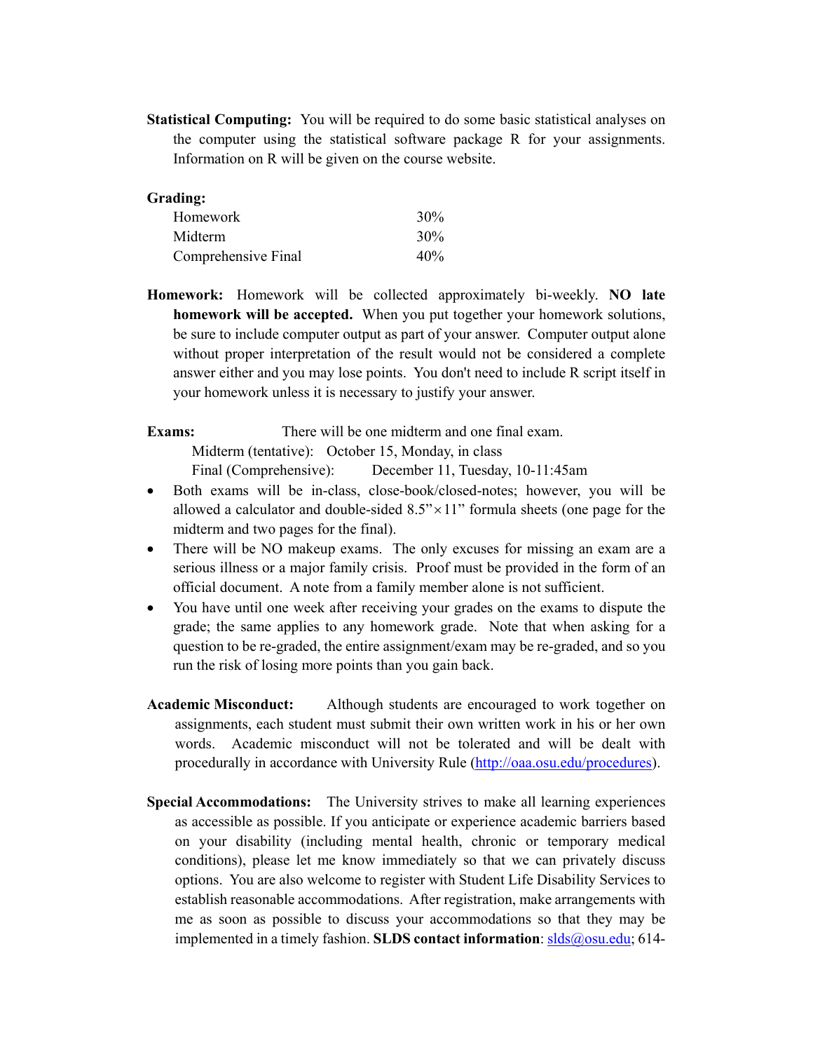**Statistical Computing:** You will be required to do some basic statistical analyses on the computer using the statistical software package R for your assignments. Information on R will be given on the course website.

**Grading:**

| | |
|---|---|
| Homework | 30% |
| Midterm | 30% |
| Comprehensive Final | 40% |

**Homework:** Homework will be collected approximately bi-weekly. **NO late homework will be accepted.** When you put together your homework solutions, be sure to include computer output as part of your answer. Computer output alone without proper interpretation of the result would not be considered a complete answer either and you may lose points. You don't need to include R script itself in your homework unless it is necessary to justify your answer.

**Exams:** There will be one midterm and one final exam.

Midterm (tentative): October 15, Monday, in class

Final (Comprehensive): December 11, Tuesday, 10-11:45am

- Both exams will be in-class, close-book/closed-notes; however, you will be allowed a calculator and double-sided 8.5” × 11” formula sheets (one page for the midterm and two pages for the final).
- There will be NO makeup exams. The only excuses for missing an exam are a serious illness or a major family crisis. Proof must be provided in the form of an official document. A note from a family member alone is not sufficient.
- You have until one week after receiving your grades on the exams to dispute the grade; the same applies to any homework grade. Note that when asking for a question to be re-graded, the entire assignment/exam may be re-graded, and so you run the risk of losing more points than you gain back.

**Academic Misconduct:** Although students are encouraged to work together on assignments, each student must submit their own written work in his or her own words. Academic misconduct will not be tolerated and will be dealt with procedurally in accordance with University Rule (http://oaa.osu.edu/procedures).

**Special Accommodations:** The University strives to make all learning experiences as accessible as possible. If you anticipate or experience academic barriers based on your disability (including mental health, chronic or temporary medical conditions), please let me know immediately so that we can privately discuss options. You are also welcome to register with Student Life Disability Services to establish reasonable accommodations. After registration, make arrangements with me as soon as possible to discuss your accommodations so that they may be implemented in a timely fashion. **SLDS contact information**: slds@osu.edu; 614-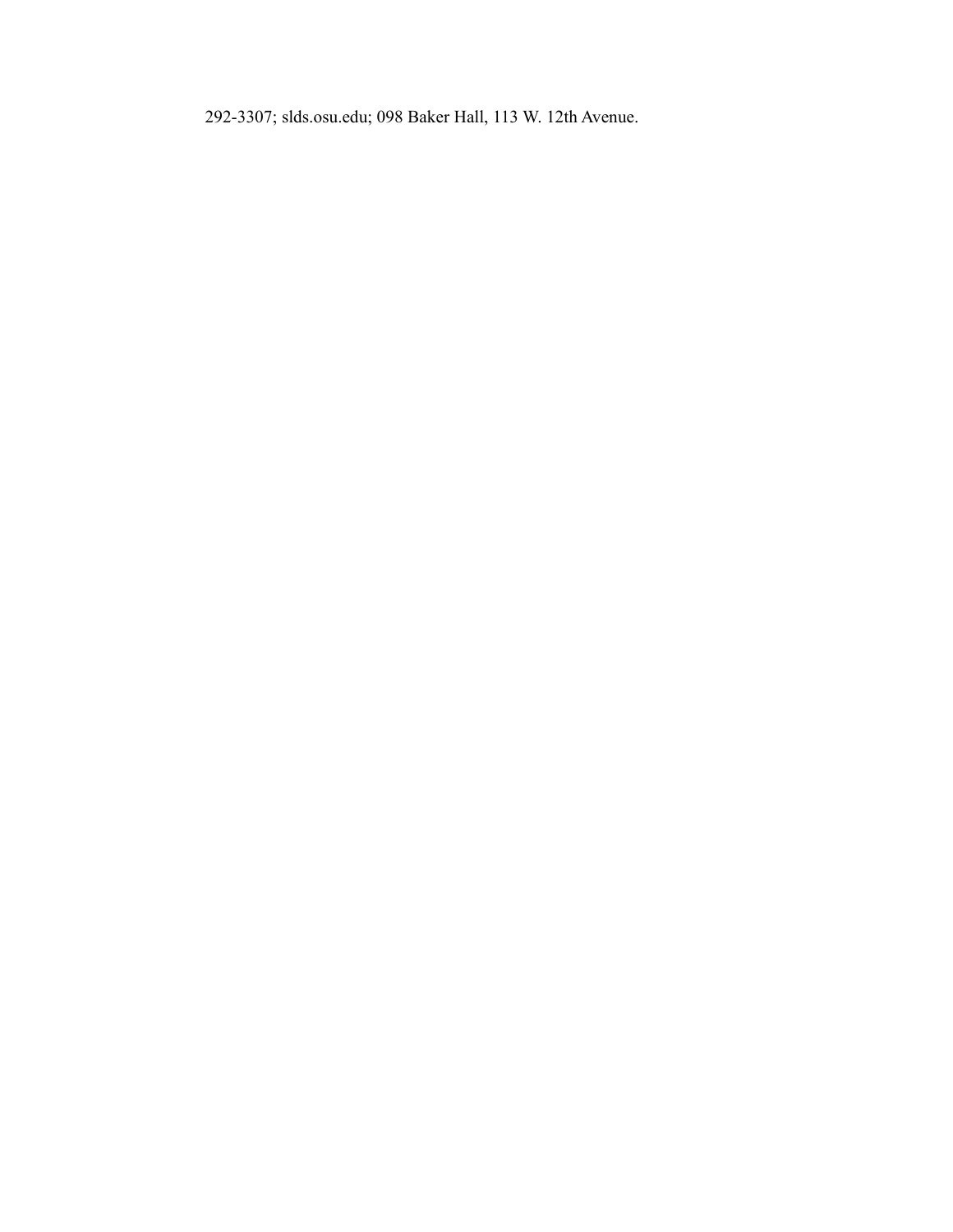292-3307; slds.osu.edu; 098 Baker Hall, 113 W. 12th Avenue.